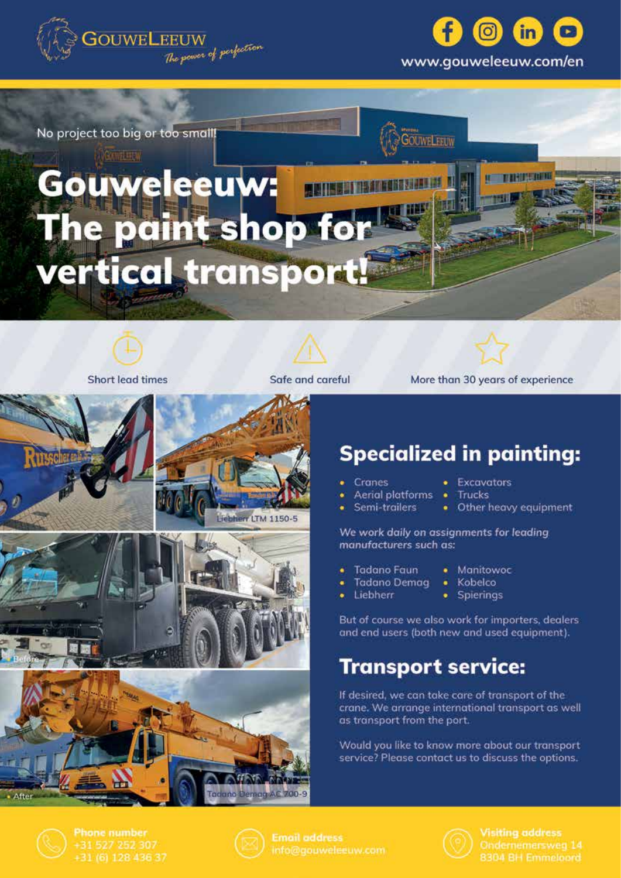GOUWELEEUW

*The power of perfection*

www.gouweleeuw.com/en

No project too big or too small!

# Gouweleeuw: The paint shop for vertical transport!

Short lead times

Safe and careful

More than 30 years of experience

Liebherr LTM 1150-5

Before

After

Tadano Demag AC 700-9

## Specialized in painting:

- Cranes
- Aerial platforms
- Semi-trailers
- Excavators
- Trucks
- Other heavy equipment

*We work daily on assignments for leading manufacturers such as:*

- Tadano Faun
- Tadano Demag
- Liebherr
- Manitowoc
- Kobelco
- Spierings

But of course we also work for importers, dealers and end users (both new and used equipment).

## Transport service:

If desired, we can take care of transport of the crane. We arrange international transport as well as transport from the port.

Would you like to know more about our transport service? Please contact us to discuss the options.

**Phone number**
+31 527 252 307
+31 (6) 128 436 37

**Email address**
info@gouweleeuw.com

**Visiting address**
Ondernemersweg 14
8304 BH Emmeloord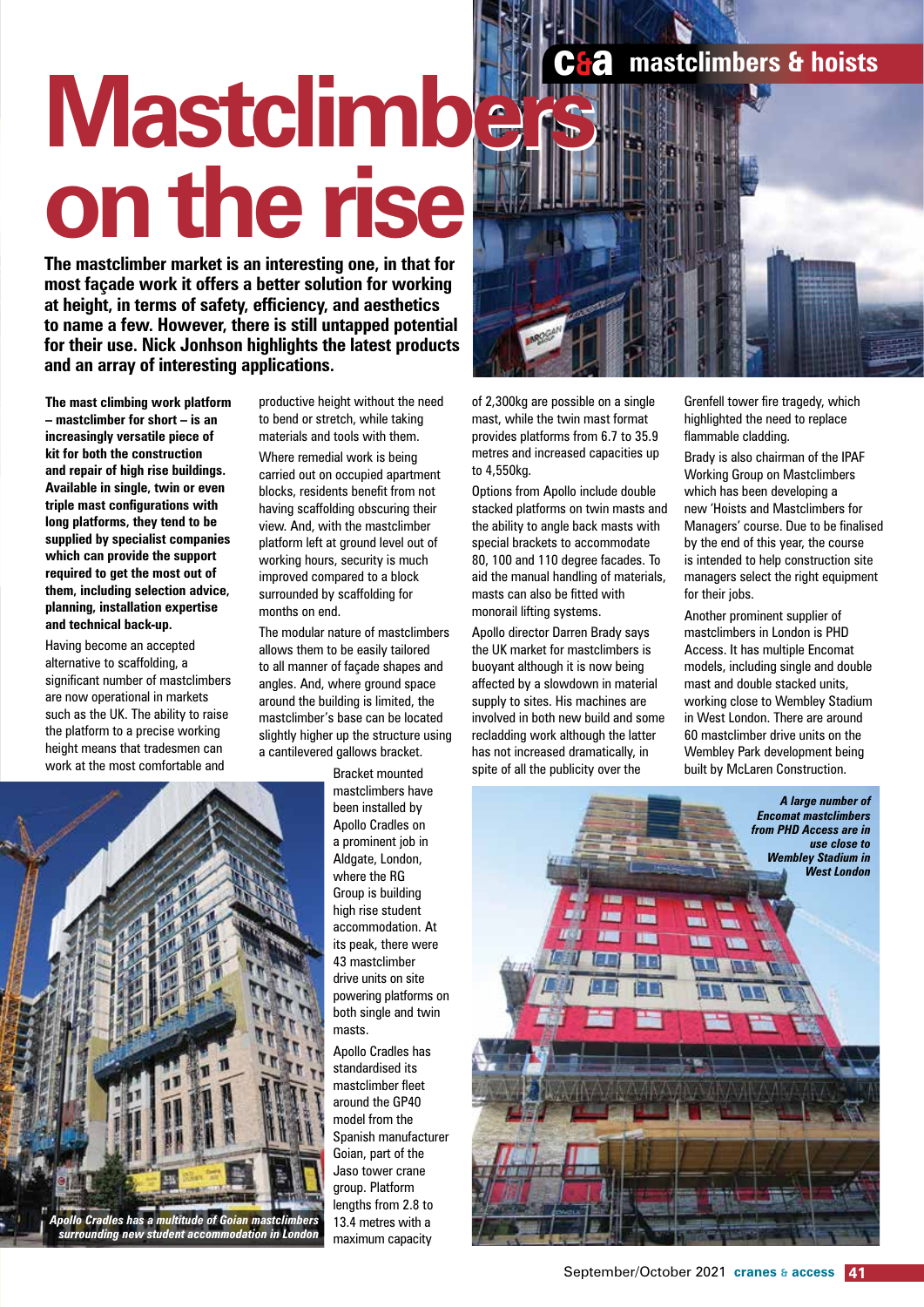# Mastclimbers on the rise

**The mastclimber market is an interesting one, in that for most façade work it offers a better solution for working at height, in terms of safety, efficiency, and aesthetics to name a few. However, there is still untapped potential for their use. Nick Jonhson highlights the latest products and an array of interesting applications.**

**The mast climbing work platform – mastclimber for short – is an increasingly versatile piece of kit for both the construction and repair of high rise buildings. Available in single, twin or even triple mast configurations with long platforms, they tend to be supplied by specialist companies which can provide the support required to get the most out of them, including selection advice, planning, installation expertise and technical back-up.**

Having become an accepted alternative to scaffolding, a significant number of mastclimbers are now operational in markets such as the UK. The ability to raise the platform to a precise working height means that tradesmen can work at the most comfortable and productive height without the need to bend or stretch, while taking materials and tools with them.

Where remedial work is being carried out on occupied apartment blocks, residents benefit from not having scaffolding obscuring their view. And, with the mastclimber platform left at ground level out of working hours, security is much improved compared to a block surrounded by scaffolding for months on end.

The modular nature of mastclimbers allows them to be easily tailored to all manner of façade shapes and angles. And, where ground space around the building is limited, the mastclimber's base can be located slightly higher up the structure using a cantilevered gallows bracket.

Bracket mounted mastclimbers have been installed by Apollo Cradles on a prominent job in Aldgate, London, where the RG Group is building high rise student accommodation. At its peak, there were 43 mastclimber drive units on site powering platforms on both single and twin masts.

*Apollo Cradles has a multitude of Goian mastclimbers surrounding new student accommodation in London*

Apollo Cradles has standardised its mastclimber fleet around the GP40 model from the Spanish manufacturer Goian, part of the Jaso tower crane group. Platform lengths from 2.8 to 13.4 metres with a maximum capacity of 2,300kg are possible on a single mast, while the twin mast format provides platforms from 6.7 to 35.9 metres and increased capacities up to 4,550kg.

Options from Apollo include double stacked platforms on twin masts and the ability to angle back masts with special brackets to accommodate 80, 100 and 110 degree facades. To aid the manual handling of materials, masts can also be fitted with monorail lifting systems.

Apollo director Darren Brady says the UK market for mastclimbers is buoyant although it is now being affected by a slowdown in material supply to sites. His machines are involved in both new build and some recladding work although the latter has not increased dramatically, in spite of all the publicity over the Grenfell tower fire tragedy, which highlighted the need to replace flammable cladding.

Brady is also chairman of the IPAF Working Group on Mastclimbers which has been developing a new 'Hoists and Mastclimbers for Managers' course. Due to be finalised by the end of this year, the course is intended to help construction site managers select the right equipment for their jobs.

Another prominent supplier of mastclimbers in London is PHD Access. It has multiple Encomat models, including single and double mast and double stacked units, working close to Wembley Stadium in West London. There are around 60 mastclimber drive units on the Wembley Park development being built by McLaren Construction.

*A large number of Encomat mastclimbers from PHD Access are in use close to Wembley Stadium in West London*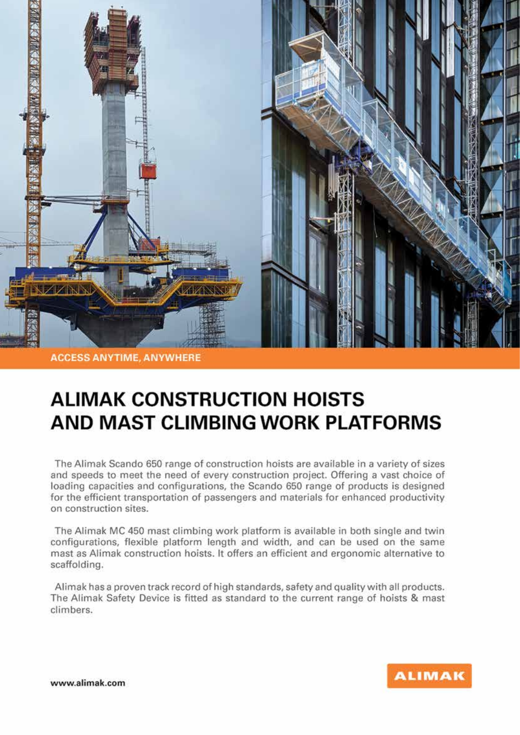ACCESS ANYTIME, ANYWHERE

# ALIMAK CONSTRUCTION HOISTS AND MAST CLIMBING WORK PLATFORMS

The Alimak Scando 650 range of construction hoists are available in a variety of sizes and speeds to meet the need of every construction project. Offering a vast choice of loading capacities and configurations, the Scando 650 range of products is designed for the efficient transportation of passengers and materials for enhanced productivity on construction sites.

The Alimak MC 450 mast climbing work platform is available in both single and twin configurations, flexible platform length and width, and can be used on the same mast as Alimak construction hoists. It offers an efficient and ergonomic alternative to scaffolding.

Alimak has a proven track record of high standards, safety and quality with all products. The Alimak Safety Device is fitted as standard to the current range of hoists & mast climbers.

www.alimak.com

ALIMAK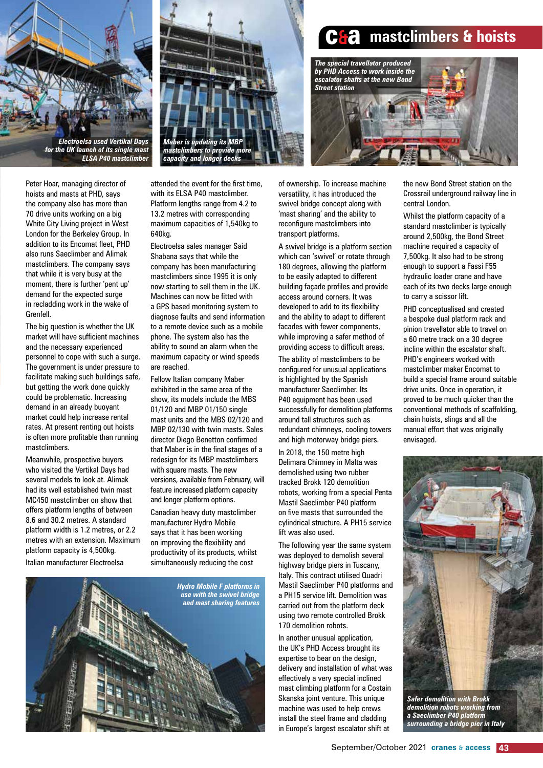Electroelsa used Vertikal Days for the UK launch of its single mast ELSA P40 mastclimber

Maber is updating its MBP mastclimbers to provide more capacity and longer decks

The special travellator produced by PHD Access to work inside the escalator shafts at the new Bond Street station

Peter Hoar, managing director of hoists and masts at PHD, says the company also has more than 70 drive units working on a big White City Living project in West London for the Berkeley Group. In addition to its Encomat fleet, PHD also runs Saeclimber and Alimak mastclimbers. The company says that while it is very busy at the moment, there is further 'pent up' demand for the expected surge in recladding work in the wake of Grenfell.

The big question is whether the UK market will have sufficient machines and the necessary experienced personnel to cope with such a surge. The government is under pressure to facilitate making such buildings safe, but getting the work done quickly could be problematic. Increasing demand in an already buoyant market could help increase rental rates. At present renting out hoists is often more profitable than running mastclimbers.

Meanwhile, prospective buyers who visited the Vertikal Days had several models to look at. Alimak had its well established twin mast MC450 mastclimber on show that offers platform lengths of between 8.6 and 30.2 metres. A standard platform width is 1.2 metres, or 2.2 metres with an extension. Maximum platform capacity is 4,500kg.

Italian manufacturer Electroelsa attended the event for the first time, with its ELSA P40 mastclimber. Platform lengths range from 4.2 to 13.2 metres with corresponding maximum capacities of 1,540kg to 640kg.

Electroelsa sales manager Said Shabana says that while the company has been manufacturing mastclimbers since 1995 it is only now starting to sell them in the UK. Machines can now be fitted with a GPS based monitoring system to diagnose faults and send information to a remote device such as a mobile phone. The system also has the ability to sound an alarm when the maximum capacity or wind speeds are reached.

Fellow Italian company Maber exhibited in the same area of the show, its models include the MBS 01/120 and MBP 01/150 single mast units and the MBS 02/120 and MBP 02/130 with twin masts. Sales director Diego Benetton confirmed that Maber is in the final stages of a redesign for its MBP mastclimbers with square masts. The new versions, available from February, will feature increased platform capacity and longer platform options.

Canadian heavy duty mastclimber manufacturer Hydro Mobile says that it has been working on improving the flexibility and productivity of its products, whilst simultaneously reducing the cost of ownership. To increase machine versatility, it has introduced the swivel bridge concept along with 'mast sharing' and the ability to reconfigure mastclimbers into transport platforms.

Hydro Mobile F platforms in use with the swivel bridge and mast sharing features

A swivel bridge is a platform section which can 'swivel' or rotate through 180 degrees, allowing the platform to be easily adapted to different building façade profiles and provide access around corners. It was developed to add to its flexibility and the ability to adapt to different facades with fewer components, while improving a safer method of providing access to difficult areas.

The ability of mastclimbers to be configured for unusual applications is highlighted by the Spanish manufacturer Saeclimber. Its P40 equipment has been used successfully for demolition platforms around tall structures such as redundant chimneys, cooling towers and high motorway bridge piers.

In 2018, the 150 metre high Delimara Chimney in Malta was demolished using two rubber tracked Brokk 120 demolition robots, working from a special Penta Mastil Saeclimber P40 platform on five masts that surrounded the cylindrical structure. A PH15 service lift was also used.

The following year the same system was deployed to demolish several highway bridge piers in Tuscany, Italy. This contract utilised Quadri Mastil Saeclimber P40 platforms and a PH15 service lift. Demolition was carried out from the platform deck using two remote controlled Brokk 170 demolition robots.

In another unusual application, the UK's PHD Access brought its expertise to bear on the design, delivery and installation of what was effectively a very special inclined mast climbing platform for a Costain Skanska joint venture. This unique machine was used to help crews install the steel frame and cladding in Europe's largest escalator shift at the new Bond Street station on the Crossrail underground railway line in central London.

Whilst the platform capacity of a standard mastclimber is typically around 2,500kg, the Bond Street machine required a capacity of 7,500kg. It also had to be strong enough to support a Fassi F55 hydraulic loader crane and have each of its two decks large enough to carry a scissor lift.

PHD conceptualised and created a bespoke dual platform rack and pinion travellator able to travel on a 60 metre track on a 30 degree incline within the escalator shaft. PHD's engineers worked with mastclimber maker Encomat to build a special frame around suitable drive units. Once in operation, it proved to be much quicker than the conventional methods of scaffolding, chain hoists, slings and all the manual effort that was originally envisaged.

Safer demolition with Brokk demolition robots working from a Saeclimber P40 platform surrounding a bridge pier in Italy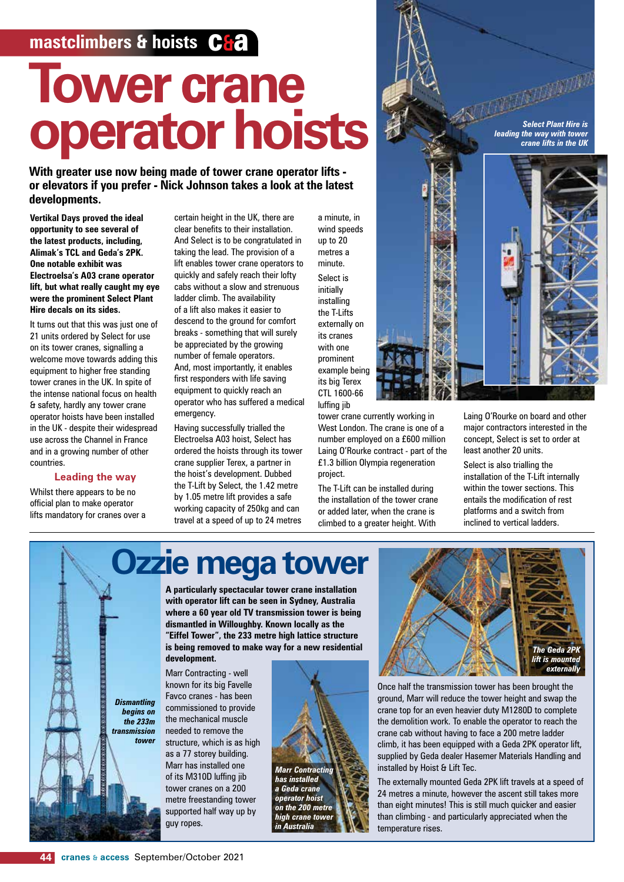mastclimbers & hoists c&a

# Tower crane operator hoists

**With greater use now being made of tower crane operator lifts - or elevators if you prefer - Nick Johnson takes a look at the latest developments.**

**Vertikal Days proved the ideal opportunity to see several of the latest products, including, Alimak's TCL and Geda's 2PK. One notable exhibit was Electroelsa's A03 crane operator lift, but what really caught my eye were the prominent Select Plant Hire decals on its sides.**

It turns out that this was just one of 21 units ordered by Select for use on its tower cranes, signalling a welcome move towards adding this equipment to higher free standing tower cranes in the UK. In spite of the intense national focus on health & safety, hardly any tower crane operator hoists have been installed in the UK - despite their widespread use across the Channel in France and in a growing number of other countries.

### Leading the way

Whilst there appears to be no official plan to make operator lifts mandatory for cranes over a certain height in the UK, there are clear benefits to their installation. And Select is to be congratulated in taking the lead. The provision of a lift enables tower crane operators to quickly and safely reach their lofty cabs without a slow and strenuous ladder climb. The availability of a lift also makes it easier to descend to the ground for comfort breaks - something that will surely be appreciated by the growing number of female operators. And, most importantly, it enables first responders with life saving equipment to quickly reach an operator who has suffered a medical emergency.

Having successfully trialled the Electroelsa A03 hoist, Select has ordered the hoists through its tower crane supplier Terex, a partner in the hoist's development. Dubbed the T-Lift by Select, the 1.42 metre by 1.05 metre lift provides a safe working capacity of 250kg and can travel at a speed of up to 24 metres a minute, in wind speeds up to 20 metres a minute.

Select is initially installing the T-Lifts externally on its cranes with one prominent example being its big Terex CTL 1600-66 luffing jib tower crane currently working in West London. The crane is one of a number employed on a £600 million Laing O'Rourke contract - part of the £1.3 billion Olympia regeneration project.

The T-Lift can be installed during the installation of the tower crane or added later, when the crane is climbed to a greater height. With Laing O'Rourke on board and other major contractors interested in the concept, Select is set to order at least another 20 units.

Select is also trialling the installation of the T-Lift internally within the tower sections. This entails the modification of rest platforms and a switch from inclined to vertical ladders.

*Select Plant Hire is leading the way with tower crane lifts in the UK*

## Ozzie mega tower

**A particularly spectacular tower crane installation with operator lift can be seen in Sydney, Australia where a 60 year old TV transmission tower is being dismantled in Willoughby. Known locally as the "Eiffel Tower", the 233 metre high lattice structure is being removed to make way for a new residential development.**

Marr Contracting - well known for its big Favelle Favco cranes - has been commissioned to provide the mechanical muscle needed to remove the structure, which is as high as a 77 storey building. Marr has installed one of its M310D luffing jib tower cranes on a 200 metre freestanding tower supported half way up by guy ropes.

Once half the transmission tower has been brought the ground, Marr will reduce the tower height and swap the crane top for an even heavier duty M1280D to complete the demolition work. To enable the operator to reach the crane cab without having to face a 200 metre ladder climb, it has been equipped with a Geda 2PK operator lift, supplied by Geda dealer Hasemer Materials Handling and installed by Hoist & Lift Tec.

The externally mounted Geda 2PK lift travels at a speed of 24 metres a minute, however the ascent still takes more than eight minutes! This is still much quicker and easier than climbing - and particularly appreciated when the temperature rises.

*Dismantling begins on the 233m transmission tower*

*Marr Contracting has installed a Geda crane operator hoist on the 200 metre high crane tower in Australia*

*The Geda 2PK lift is mounted externally*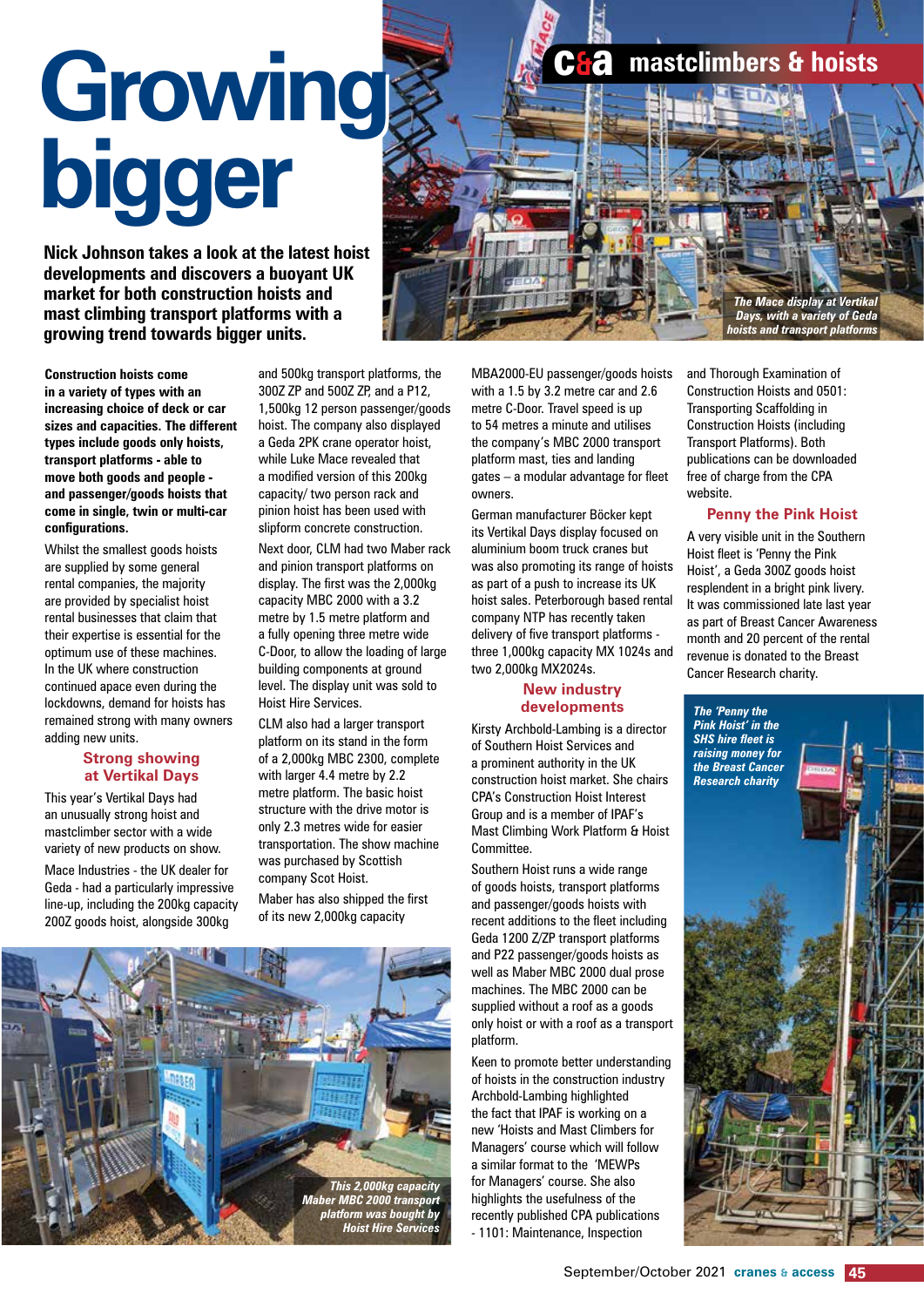# Growing bigger

**Nick Johnson takes a look at the latest hoist developments and discovers a buoyant UK market for both construction hoists and mast climbing transport platforms with a growing trend towards bigger units.**

The Mace display at Vertikal Days, with a variety of Geda hoists and transport platforms

**Construction hoists come in a variety of types with an increasing choice of deck or car sizes and capacities. The different types include goods only hoists, transport platforms - able to move both goods and people - and passenger/goods hoists that come in single, twin or multi-car configurations.**

Whilst the smallest goods hoists are supplied by some general rental companies, the majority are provided by specialist hoist rental businesses that claim that their expertise is essential for the optimum use of these machines. In the UK where construction continued apace even during the lockdowns, demand for hoists has remained strong with many owners adding new units.

## Strong showing at Vertikal Days

This year's Vertikal Days had an unusually strong hoist and mastclimber sector with a wide variety of new products on show.

Mace Industries - the UK dealer for Geda - had a particularly impressive line-up, including the 200kg capacity 200Z goods hoist, alongside 300kg and 500kg transport platforms, the 300Z ZP and 500Z ZP, and a P12, 1,500kg 12 person passenger/goods hoist. The company also displayed a Geda 2PK crane operator hoist, while Luke Mace revealed that a modified version of this 200kg capacity/ two person rack and pinion hoist has been used with slipform concrete construction.

Next door, CLM had two Maber rack and pinion transport platforms on display. The first was the 2,000kg capacity MBC 2000 with a 3.2 metre by 1.5 metre platform and a fully opening three metre wide C-Door, to allow the loading of large building components at ground level. The display unit was sold to Hoist Hire Services.

CLM also had a larger transport platform on its stand in the form of a 2,000kg MBC 2300, complete with larger 4.4 metre by 2.2 metre platform. The basic hoist structure with the drive motor is only 2.3 metres wide for easier transportation. The show machine was purchased by Scottish company Scot Hoist.

Maber has also shipped the first of its new 2,000kg capacity MBA2000-EU passenger/goods hoists with a 1.5 by 3.2 metre car and 2.6 metre C-Door. Travel speed is up to 54 metres a minute and utilises the company's MBC 2000 transport platform mast, ties and landing gates – a modular advantage for fleet owners.

This 2,000kg capacity Maber MBC 2000 transport platform was bought by Hoist Hire Services

German manufacturer Böcker kept its Vertikal Days display focused on aluminium boom truck cranes but was also promoting its range of hoists as part of a push to increase its UK hoist sales. Peterborough based rental company NTP has recently taken delivery of five transport platforms - three 1,000kg capacity MX 1024s and two 2,000kg MX2024s.

## New industry developments

Kirsty Archbold-Lambing is a director of Southern Hoist Services and a prominent authority in the UK construction hoist market. She chairs CPA's Construction Hoist Interest Group and is a member of IPAF's Mast Climbing Work Platform & Hoist Committee.

Southern Hoist runs a wide range of goods hoists, transport platforms and passenger/goods hoists with recent additions to the fleet including Geda 1200 Z/ZP transport platforms and P22 passenger/goods hoists as well as Maber MBC 2000 dual prose machines. The MBC 2000 can be supplied without a roof as a goods only hoist or with a roof as a transport platform.

Keen to promote better understanding of hoists in the construction industry Archbold-Lambing highlighted the fact that IPAF is working on a new 'Hoists and Mast Climbers for Managers' course which will follow a similar format to the 'MEWPs for Managers' course. She also highlights the usefulness of the recently published CPA publications - 1101: Maintenance, Inspection and Thorough Examination of Construction Hoists and 0501: Transporting Scaffolding in Construction Hoists (including Transport Platforms). Both publications can be downloaded free of charge from the CPA website.

## Penny the Pink Hoist

A very visible unit in the Southern Hoist fleet is 'Penny the Pink Hoist', a Geda 300Z goods hoist resplendent in a bright pink livery. It was commissioned late last year as part of Breast Cancer Awareness month and 20 percent of the rental revenue is donated to the Breast Cancer Research charity.

The 'Penny the Pink Hoist' in the SHS hire fleet is raising money for the Breast Cancer Research charity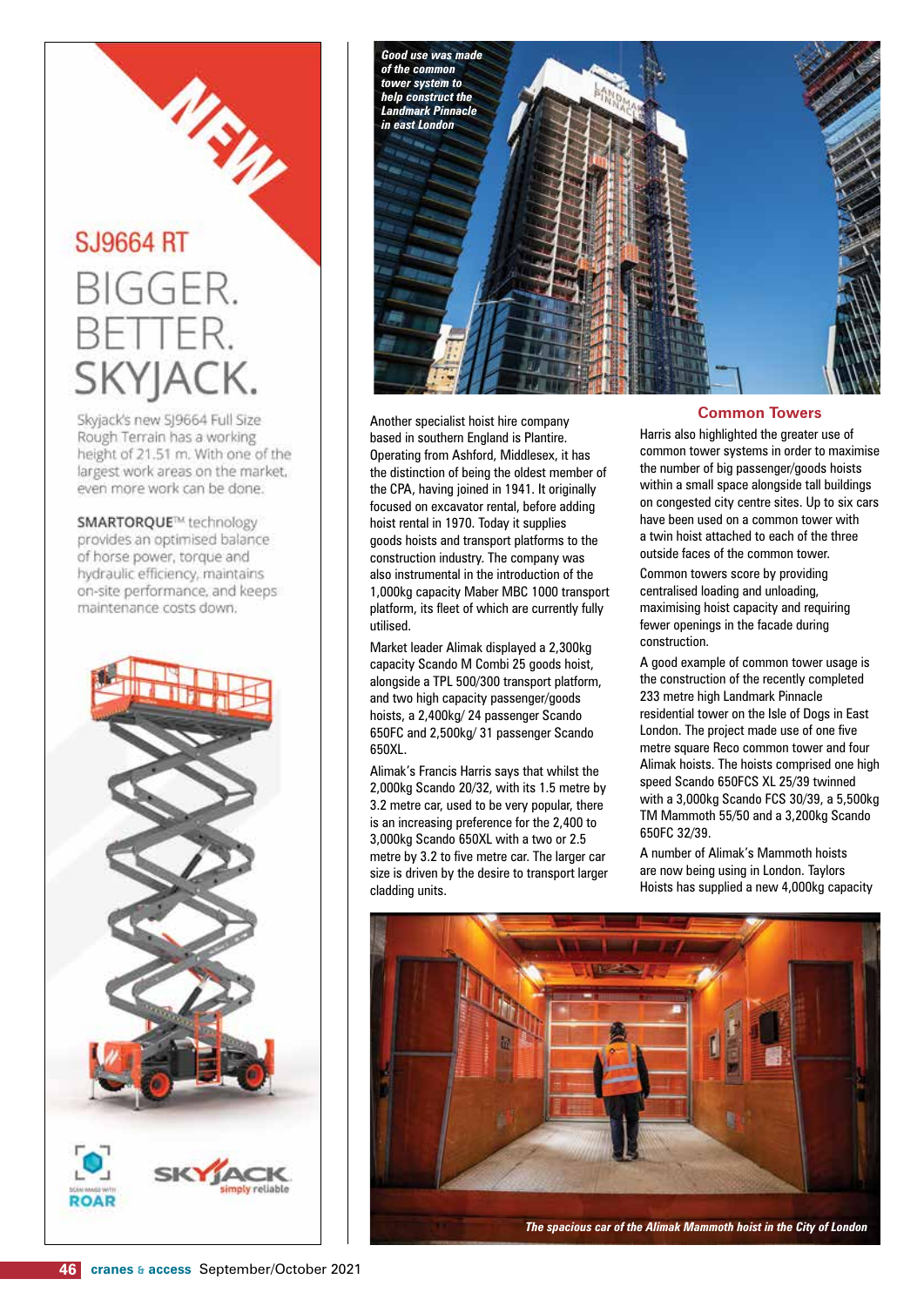NEW

SJ9664 RT

BIGGER.
BETTER.
SKYJACK.

Skyjack's new SJ9664 Full Size Rough Terrain has a working height of 21.51 m. With one of the largest work areas on the market, even more work can be done.

**SMARTORQUE**™ technology provides an optimised balance of horse power, torque and hydraulic efficiency, maintains on-site performance, and keeps maintenance costs down.

ROAR

SKYJACK simply reliable

*Good use was made of the common tower system to help construct the Landmark Pinnacle in east London*

Another specialist hoist hire company based in southern England is Plantire. Operating from Ashford, Middlesex, it has the distinction of being the oldest member of the CPA, having joined in 1941. It originally focused on excavator rental, before adding hoist rental in 1970. Today it supplies goods hoists and transport platforms to the construction industry. The company was also instrumental in the introduction of the 1,000kg capacity Maber MBC 1000 transport platform, its fleet of which are currently fully utilised.

Market leader Alimak displayed a 2,300kg capacity Scando M Combi 25 goods hoist, alongside a TPL 500/300 transport platform, and two high capacity passenger/goods hoists, a 2,400kg/ 24 passenger Scando 650FC and 2,500kg/ 31 passenger Scando 650XL.

Alimak's Francis Harris says that whilst the 2,000kg Scando 20/32, with its 1.5 metre by 3.2 metre car, used to be very popular, there is an increasing preference for the 2,400 to 3,000kg Scando 650XL with a two or 2.5 metre by 3.2 to five metre car. The larger car size is driven by the desire to transport larger cladding units.

## Common Towers

Harris also highlighted the greater use of common tower systems in order to maximise the number of big passenger/goods hoists within a small space alongside tall buildings on congested city centre sites. Up to six cars have been used on a common tower with a twin hoist attached to each of the three outside faces of the common tower.

Common towers score by providing centralised loading and unloading, maximising hoist capacity and requiring fewer openings in the facade during construction.

A good example of common tower usage is the construction of the recently completed 233 metre high Landmark Pinnacle residential tower on the Isle of Dogs in East London. The project made use of one five metre square Reco common tower and four Alimak hoists. The hoists comprised one high speed Scando 650FCS XL 25/39 twinned with a 3,000kg Scando FCS 30/39, a 5,500kg TM Mammoth 55/50 and a 3,200kg Scando 650FC 32/39.

A number of Alimak's Mammoth hoists are now being using in London. Taylors Hoists has supplied a new 4,000kg capacity

*The spacious car of the Alimak Mammoth hoist in the City of London*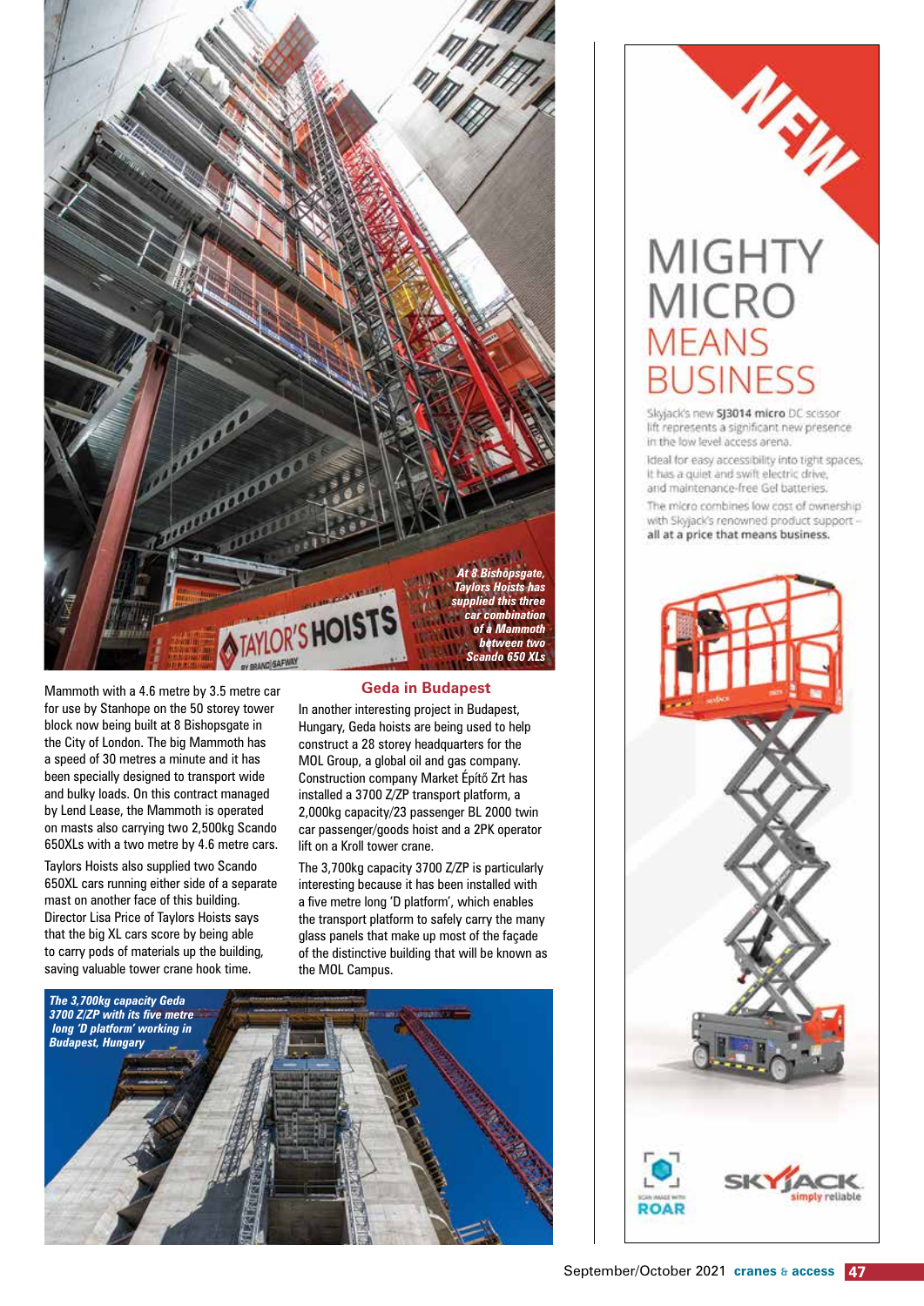*At 8 Bishopsgate, Taylors Hoists has supplied this three car combination of a Mammoth between two Scando 650 XLs*

Mammoth with a 4.6 metre by 3.5 metre car for use by Stanhope on the 50 storey tower block now being built at 8 Bishopsgate in the City of London. The big Mammoth has a speed of 30 metres a minute and it has been specially designed to transport wide and bulky loads. On this contract managed by Lend Lease, the Mammoth is operated on masts also carrying two 2,500kg Scando 650XLs with a two metre by 4.6 metre cars.

Taylors Hoists also supplied two Scando 650XL cars running either side of a separate mast on another face of this building. Director Lisa Price of Taylors Hoists says that the big XL cars score by being able to carry pods of materials up the building, saving valuable tower crane hook time.

## Geda in Budapest

In another interesting project in Budapest, Hungary, Geda hoists are being used to help construct a 28 storey headquarters for the MOL Group, a global oil and gas company. Construction company Market Építő Zrt has installed a 3700 Z/ZP transport platform, a 2,000kg capacity/23 passenger BL 2000 twin car passenger/goods hoist and a 2PK operator lift on a Kroll tower crane.

The 3,700kg capacity 3700 Z/ZP is particularly interesting because it has been installed with a five metre long 'D platform', which enables the transport platform to safely carry the many glass panels that make up most of the façade of the distinctive building that will be known as the MOL Campus.

*The 3,700kg capacity Geda 3700 Z/ZP with its five metre long 'D platform' working in Budapest, Hungary*

NEW

# MIGHTY MICRO MEANS BUSINESS

Skyjack's new **SJ3014 micro** DC scissor lift represents a significant new presence in the low level access arena.

Ideal for easy accessibility into tight spaces, it has a quiet and swift electric drive, and maintenance-free Gel batteries.

The micro combines low cost of ownership with Skyjack's renowned product support – **all at a price that means business.**

SCAN IMAGE WITH ROAR

SKYJACK simply reliable